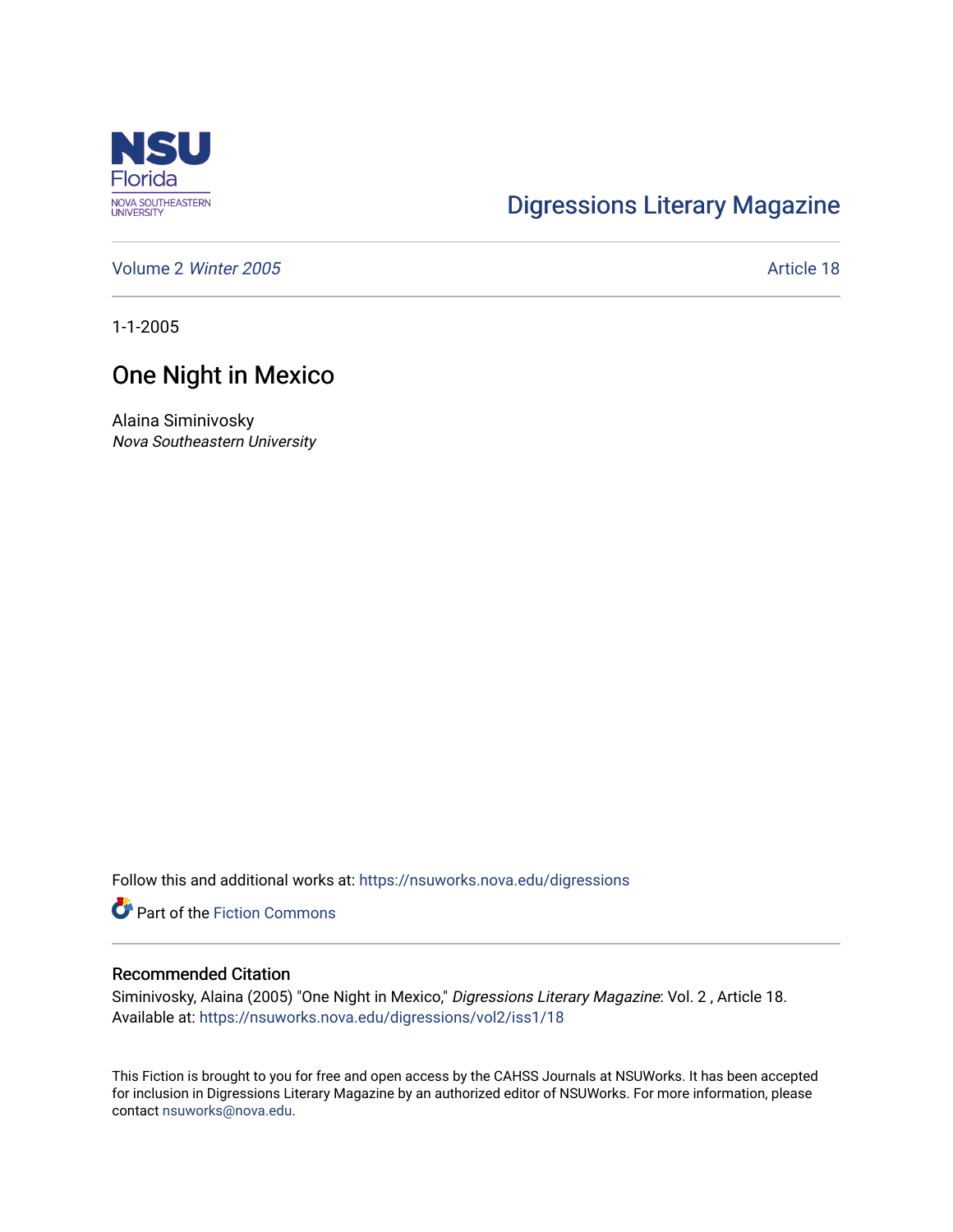Digressions Literary Magazine

Volume 2 *Winter 2005*

Article 18

1-1-2005

# One Night in Mexico

Alaina Siminivosky
*Nova Southeastern University*

Follow this and additional works at: https://nsuworks.nova.edu/digressions

Part of the Fiction Commons

## Recommended Citation

Siminivosky, Alaina (2005) "One Night in Mexico," *Digressions Literary Magazine*: Vol. 2 , Article 18.
Available at: https://nsuworks.nova.edu/digressions/vol2/iss1/18

This Fiction is brought to you for free and open access by the CAHSS Journals at NSUWorks. It has been accepted for inclusion in Digressions Literary Magazine by an authorized editor of NSUWorks. For more information, please contact nsuworks@nova.edu.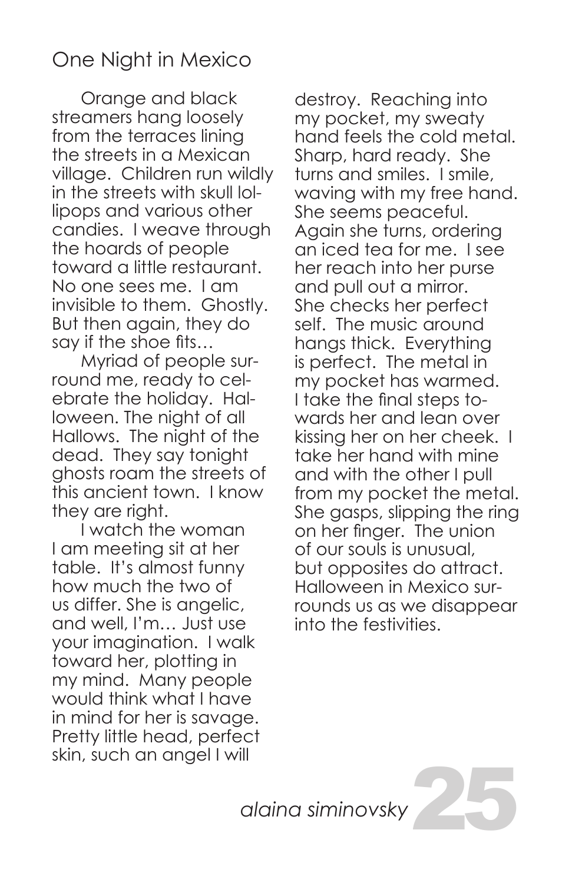# One Night in Mexico

Orange and black streamers hang loosely from the terraces lining the streets in a Mexican village. Children run wildly in the streets with skull lollipops and various other candies. I weave through the hoards of people toward a little restaurant. No one sees me. I am invisible to them. Ghostly. But then again, they do say if the shoe fits…

Myriad of people surround me, ready to celebrate the holiday. Halloween. The night of all Hallows. The night of the dead. They say tonight ghosts roam the streets of this ancient town. I know they are right.

I watch the woman I am meeting sit at her table. It's almost funny how much the two of us differ. She is angelic, and well, I'm… Just use your imagination. I walk toward her, plotting in my mind. Many people would think what I have in mind for her is savage. Pretty little head, perfect skin, such an angel I will destroy. Reaching into my pocket, my sweaty hand feels the cold metal. Sharp, hard ready. She turns and smiles. I smile, waving with my free hand. She seems peaceful. Again she turns, ordering an iced tea for me. I see her reach into her purse and pull out a mirror. She checks her perfect self. The music around hangs thick. Everything is perfect. The metal in my pocket has warmed. I take the final steps towards her and lean over kissing her on her cheek. I take her hand with mine and with the other I pull from my pocket the metal. She gasps, slipping the ring on her finger. The union of our souls is unusual, but opposites do attract. Halloween in Mexico surrounds us as we disappear into the festivities.

*alaina siminovsky*